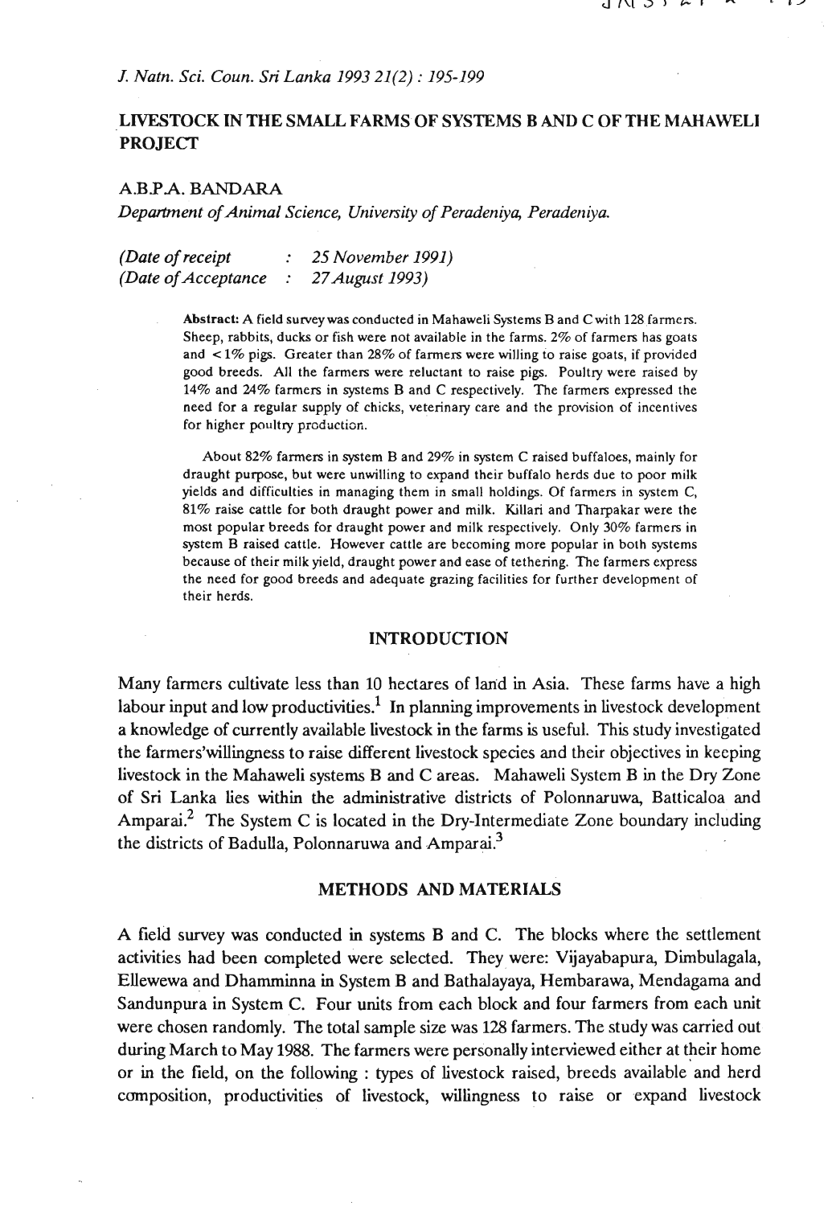# LIVESTOCK IN THE SMALL FARMS OF SYSTEMS B AND C OF THE MAHAWELI PROJECT

A.B.P.A. BANDARA

*Department of Animal Science, University of Peradeniya, Peradeniya.*

*(Date of receipt : 25 November 1991)*
*(Date of Acceptance : 27 August 1993)*

**Abstract:** A field survey was conducted in Mahaweli Systems B and C with 128 farmers. Sheep, rabbits, ducks or fish were not available in the farms. 2% of farmers has goats and < 1% pigs. Greater than 28% of farmers were willing to raise goats, if provided good breeds. All the farmers were reluctant to raise pigs. Poultry were raised by 14% and 24% farmers in systems B and C respectively. The farmers expressed the need for a regular supply of chicks, veterinary care and the provision of incentives for higher poultry production.

About 82% farmers in system B and 29% in system C raised buffaloes, mainly for draught purpose, but were unwilling to expand their buffalo herds due to poor milk yields and difficulties in managing them in small holdings. Of farmers in system C, 81% raise cattle for both draught power and milk. Killari and Tharpakar were the most popular breeds for draught power and milk respectively. Only 30% farmers in system B raised cattle. However cattle are becoming more popular in both systems because of their milk yield, draught power and ease of tethering. The farmers express the need for good breeds and adequate grazing facilities for further development of their herds.

## INTRODUCTION

Many farmers cultivate less than 10 hectares of land in Asia. These farms have a high labour input and low productivities.[1] In planning improvements in livestock development a knowledge of currently available livestock in the farms is useful. This study investigated the farmers'willingness to raise different livestock species and their objectives in keeping livestock in the Mahaweli systems B and C areas. Mahaweli System B in the Dry Zone of Sri Lanka lies within the administrative districts of Polonnaruwa, Batticaloa and Amparai.[2] The System C is located in the Dry-Intermediate Zone boundary including the districts of Badulla, Polonnaruwa and Amparai.[3]

## METHODS AND MATERIALS

A field survey was conducted in systems B and C. The blocks where the settlement activities had been completed were selected. They were: Vijayabapura, Dimbulagala, Ellewewa and Dhamminna in System B and Bathalayaya, Hembarawa, Mendagama and Sandunpura in System C. Four units from each block and four farmers from each unit were chosen randomly. The total sample size was 128 farmers. The study was carried out during March to May 1988. The farmers were personally interviewed either at their home or in the field, on the following : types of livestock raised, breeds available and herd composition, productivities of livestock, willingness to raise or expand livestock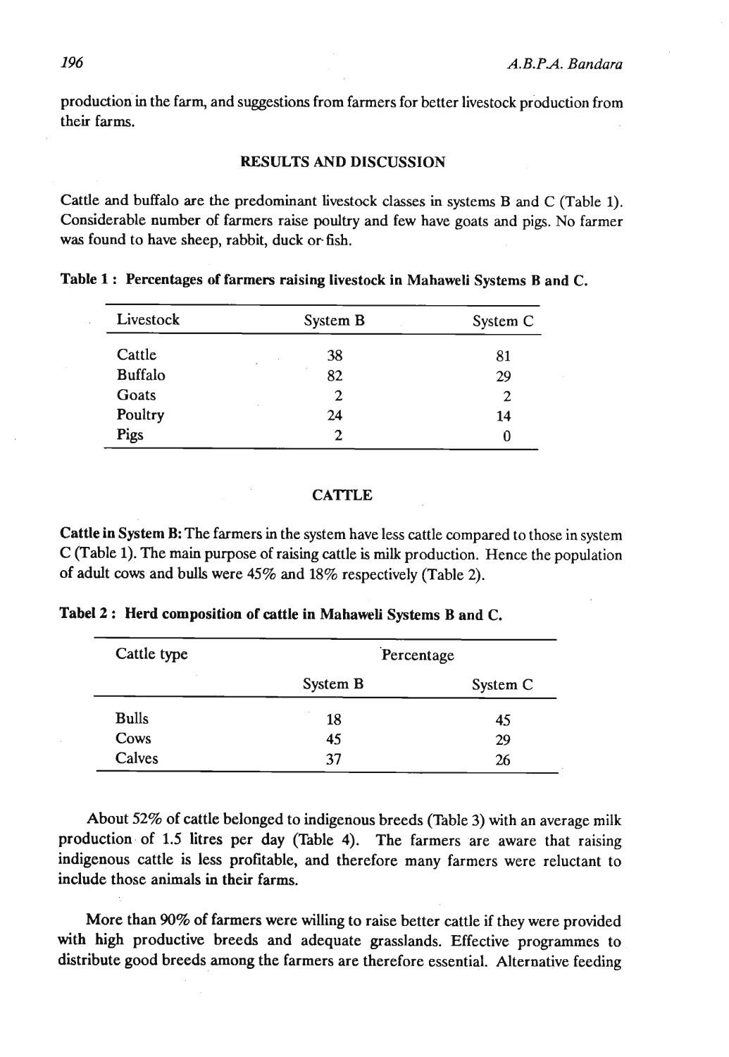production in the farm, and suggestions from farmers for better livestock production from their farms.

## RESULTS AND DISCUSSION

Cattle and buffalo are the predominant livestock classes in systems B and C (Table 1). Considerable number of farmers raise poultry and few have goats and pigs. No farmer was found to have sheep, rabbit, duck or fish.

**Table 1 : Percentages of farmers raising livestock in Mahaweli Systems B and C.**

| Livestock | System B | System C |
|---|---|---|
| Cattle | 38 | 81 |
| Buffalo | 82 | 29 |
| Goats | 2 | 2 |
| Poultry | 24 | 14 |
| Pigs | 2 | 0 |

## CATTLE

**Cattle in System B:** The farmers in the system have less cattle compared to those in system C (Table 1). The main purpose of raising cattle is milk production. Hence the population of adult cows and bulls were 45% and 18% respectively (Table 2).

**Tabel 2 : Herd composition of cattle in Mahaweli Systems B and C.**

| Cattle type | Percentage | |
|---|---|---|
| | System B | System C |
| Bulls | 18 | 45 |
| Cows | 45 | 29 |
| Calves | 37 | 26 |

About 52% of cattle belonged to indigenous breeds (Table 3) with an average milk production of 1.5 litres per day (Table 4). The farmers are aware that raising indigenous cattle is less profitable, and therefore many farmers were reluctant to include those animals in their farms.

More than 90% of farmers were willing to raise better cattle if they were provided with high productive breeds and adequate grasslands. Effective programmes to distribute good breeds among the farmers are therefore essential. Alternative feeding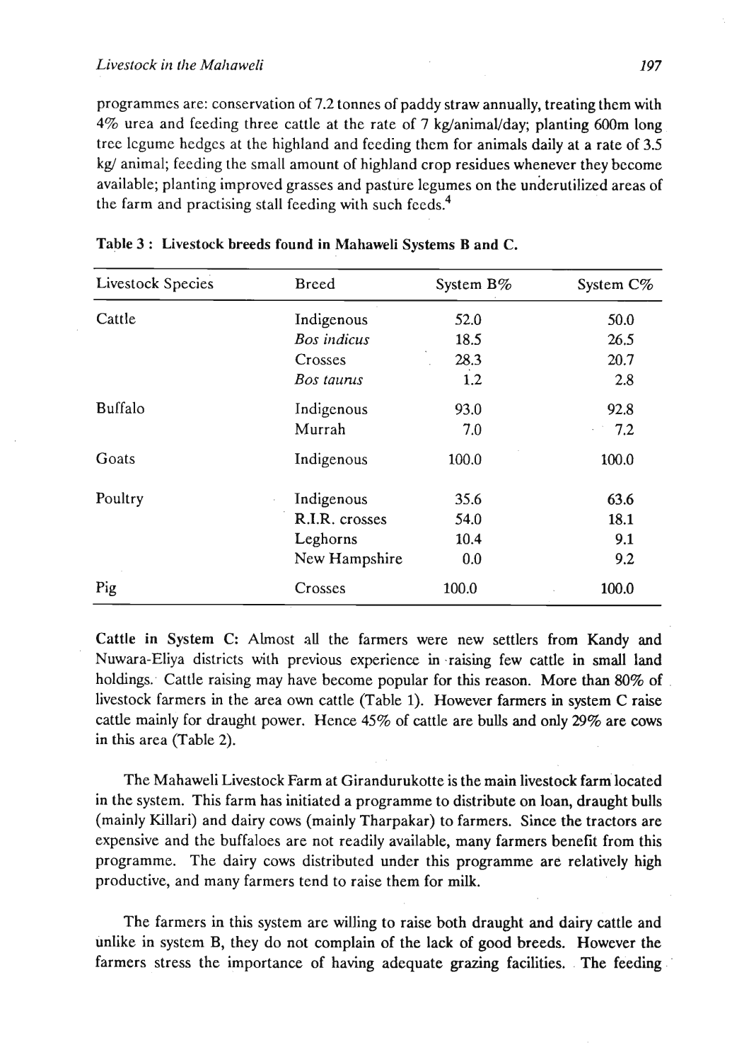programmes are: conservation of 7.2 tonnes of paddy straw annually, treating them with 4% urea and feeding three cattle at the rate of 7 kg/animal/day; planting 600m long tree legume hedges at the highland and feeding them for animals daily at a rate of 3.5 kg/ animal; feeding the small amount of highland crop residues whenever they become available; planting improved grasses and pasture legumes on the underutilized areas of the farm and practising stall feeding with such feeds.[4]

**Table 3 : Livestock breeds found in Mahaweli Systems B and C.**

| Livestock Species | Breed | System B% | System C% |
|---|---|---|---|
| Cattle | Indigenous | 52.0 | 50.0 |
| | *Bos indicus* | 18.5 | 26.5 |
| | Crosses | 28.3 | 20.7 |
| | *Bos taurus* | 1.2 | 2.8 |
| Buffalo | Indigenous | 93.0 | 92.8 |
| | Murrah | 7.0 | 7.2 |
| Goats | Indigenous | 100.0 | 100.0 |
| Poultry | Indigenous | 35.6 | 63.6 |
| | R.I.R. crosses | 54.0 | 18.1 |
| | Leghorns | 10.4 | 9.1 |
| | New Hampshire | 0.0 | 9.2 |
| Pig | Crosses | 100.0 | 100.0 |

**Cattle in System C:** Almost all the farmers were new settlers from Kandy and Nuwara-Eliya districts with previous experience in raising few cattle in small land holdings. Cattle raising may have become popular for this reason. More than 80% of livestock farmers in the area own cattle (Table 1). However farmers in system C raise cattle mainly for draught power. Hence 45% of cattle are bulls and only 29% are cows in this area (Table 2).

The Mahaweli Livestock Farm at Girandurukotte is the main livestock farm located in the system. This farm has initiated a programme to distribute on loan, draught bulls (mainly Killari) and dairy cows (mainly Tharpakar) to farmers. Since the tractors are expensive and the buffaloes are not readily available, many farmers benefit from this programme. The dairy cows distributed under this programme are relatively high productive, and many farmers tend to raise them for milk.

The farmers in this system are willing to raise both draught and dairy cattle and unlike in system B, they do not complain of the lack of good breeds. However the farmers stress the importance of having adequate grazing facilities. The feeding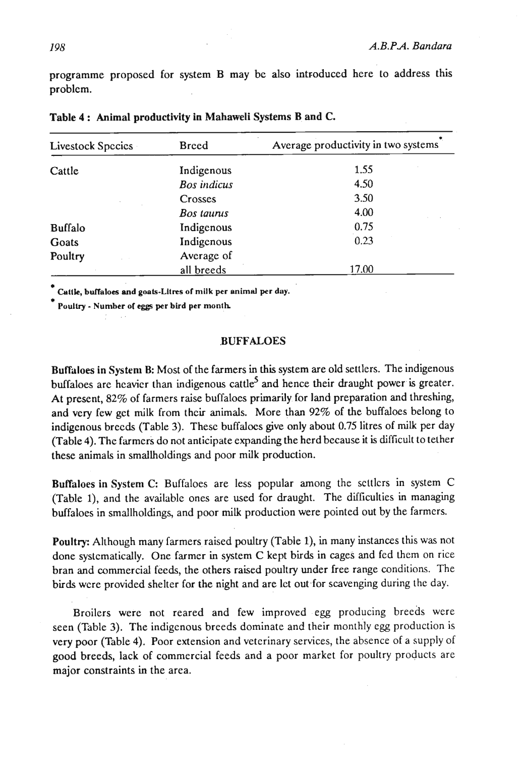programme proposed for system B may be also introduced here to address this problem.

**Table 4 : Animal productivity in Mahaweli Systems B and C.**

| Livestock Species | Breed | Average productivity in two systems* |
|---|---|---|
| Cattle | Indigenous | 1.55 |
| | *Bos indicus* | 4.50 |
| | Crosses | 3.50 |
| | *Bos taurus* | 4.00 |
| Buffalo | Indigenous | 0.75 |
| Goats | Indigenous | 0.23 |
| Poultry | Average of all breeds | 17.00 |

\* **Cattle, buffaloes and goats-Litres of milk per animal per day.**

\* **Poultry - Number of eggs per bird per month.**

## BUFFALOES

**Buffaloes in System B:** Most of the farmers in this system are old settlers. The indigenous buffaloes are heavier than indigenous cattle[5] and hence their draught power is greater. At present, 82% of farmers raise buffaloes primarily for land preparation and threshing, and very few get milk from their animals. More than 92% of the buffaloes belong to indigenous breeds (Table 3). These buffaloes give only about 0.75 litres of milk per day (Table 4). The farmers do not anticipate expanding the herd because it is difficult to tether these animals in smallholdings and poor milk production.

**Buffaloes in System C:** Buffaloes are less popular among the settlers in system C (Table 1), and the available ones are used for draught. The difficulties in managing buffaloes in smallholdings, and poor milk production were pointed out by the farmers.

**Poultry:** Although many farmers raised poultry (Table 1), in many instances this was not done systematically. One farmer in system C kept birds in cages and fed them on rice bran and commercial feeds, the others raised poultry under free range conditions. The birds were provided shelter for the night and are let out for scavenging during the day.

Broilers were not reared and few improved egg producing breeds were seen (Table 3). The indigenous breeds dominate and their monthly egg production is very poor (Table 4). Poor extension and veterinary services, the absence of a supply of good breeds, lack of commercial feeds and a poor market for poultry products are major constraints in the area.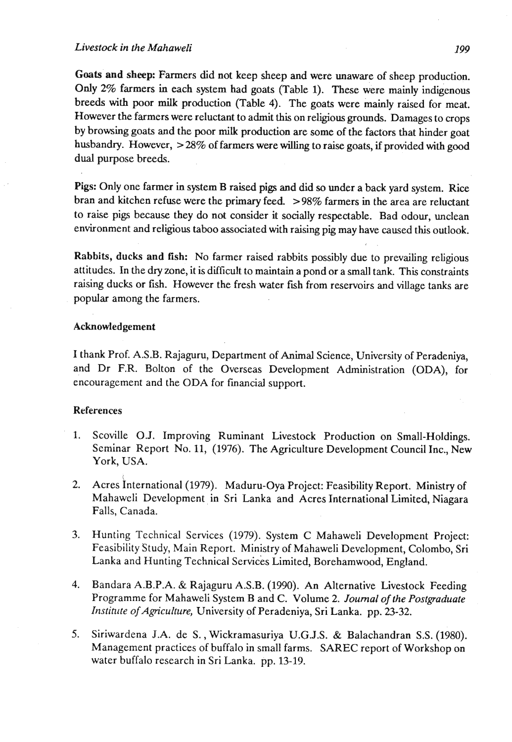**Goats and sheep:** Farmers did not keep sheep and were unaware of sheep production. Only 2% farmers in each system had goats (Table 1). These were mainly indigenous breeds with poor milk production (Table 4). The goats were mainly raised for meat. However the farmers were reluctant to admit this on religious grounds. Damages to crops by browsing goats and the poor milk production are some of the factors that hinder goat husbandry. However, >28% of farmers were willing to raise goats, if provided with good dual purpose breeds.

**Pigs:** Only one farmer in system B raised pigs and did so under a back yard system. Rice bran and kitchen refuse were the primary feed. >98% farmers in the area are reluctant to raise pigs because they do not consider it socially respectable. Bad odour, unclean environment and religious taboo associated with raising pig may have caused this outlook.

**Rabbits, ducks and fish:** No farmer raised rabbits possibly due to prevailing religious attitudes. In the dry zone, it is difficult to maintain a pond or a small tank. This constraints raising ducks or fish. However the fresh water fish from reservoirs and village tanks are popular among the farmers.

## Acknowledgement

I thank Prof. A.S.B. Rajaguru, Department of Animal Science, University of Peradeniya, and Dr F.R. Bolton of the Overseas Development Administration (ODA), for encouragement and the ODA for financial support.

## References

1. Scoville O.J. Improving Ruminant Livestock Production on Small-Holdings. Seminar Report No. 11, (1976). The Agriculture Development Council Inc., New York, USA.

2. Acres International (1979). Maduru-Oya Project: Feasibility Report. Ministry of Mahaweli Development in Sri Lanka and Acres International Limited, Niagara Falls, Canada.

3. Hunting Technical Services (1979). System C Mahaweli Development Project: Feasibility Study, Main Report. Ministry of Mahaweli Development, Colombo, Sri Lanka and Hunting Technical Services Limited, Borehamwood, England.

4. Bandara A.B.P.A. & Rajaguru A.S.B. (1990). An Alternative Livestock Feeding Programme for Mahaweli System B and C. Volume 2. *Journal of the Postgraduate Institute of Agriculture,* University of Peradeniya, Sri Lanka. pp. 23-32.

5. Siriwardena J.A. de S., Wickramasuriya U.G.J.S. & Balachandran S.S. (1980). Management practices of buffalo in small farms. SAREC report of Workshop on water buffalo research in Sri Lanka. pp. 13-19.